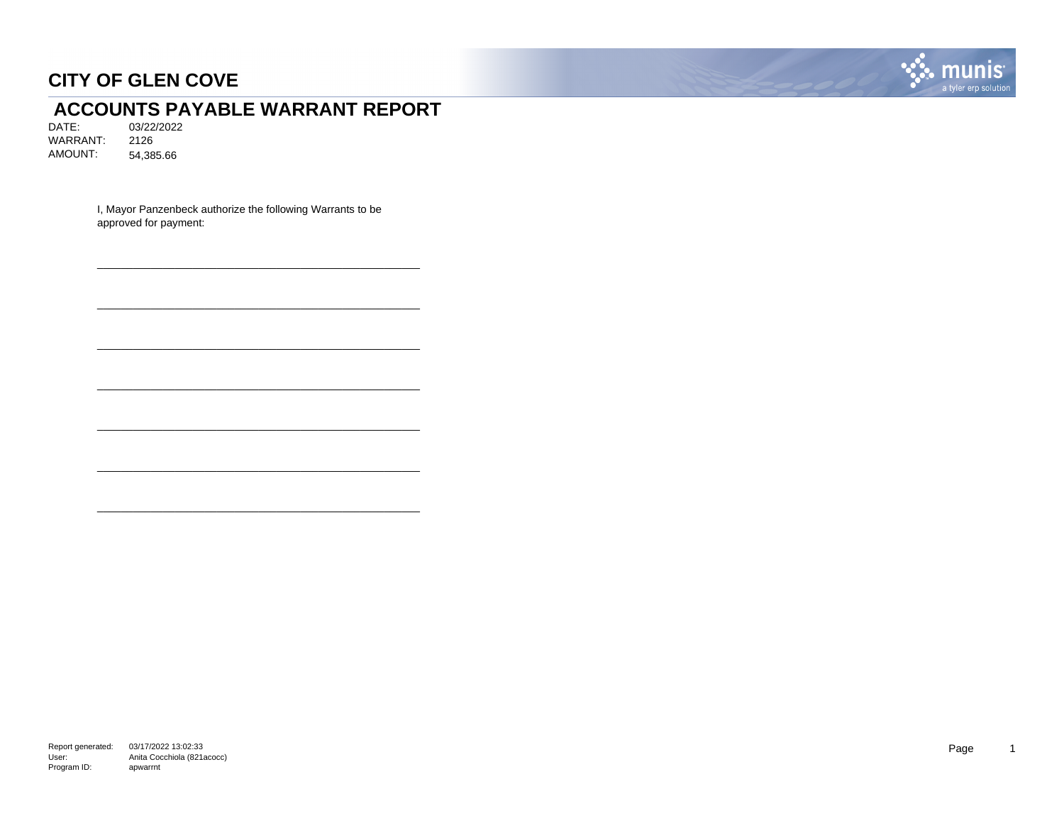# CITY OF GLEN COVE

## ACCOUNTS PAYABLE WARRANT REPORT

DATE: 03/22/2022
WARRANT: 2126
AMOUNT: 54,385.66

I, Mayor Panzenbeck authorize the following Warrants to be approved for payment:

\_\_\_\_\_\_\_\_\_\_\_\_\_\_\_\_\_\_\_\_\_\_\_\_\_\_\_\_\_\_\_\_\_\_\_\_\_\_\_\_\_\_\_\_\_\_\_\_

\_\_\_\_\_\_\_\_\_\_\_\_\_\_\_\_\_\_\_\_\_\_\_\_\_\_\_\_\_\_\_\_\_\_\_\_\_\_\_\_\_\_\_\_\_\_\_\_

\_\_\_\_\_\_\_\_\_\_\_\_\_\_\_\_\_\_\_\_\_\_\_\_\_\_\_\_\_\_\_\_\_\_\_\_\_\_\_\_\_\_\_\_\_\_\_\_

\_\_\_\_\_\_\_\_\_\_\_\_\_\_\_\_\_\_\_\_\_\_\_\_\_\_\_\_\_\_\_\_\_\_\_\_\_\_\_\_\_\_\_\_\_\_\_\_

\_\_\_\_\_\_\_\_\_\_\_\_\_\_\_\_\_\_\_\_\_\_\_\_\_\_\_\_\_\_\_\_\_\_\_\_\_\_\_\_\_\_\_\_\_\_\_\_

\_\_\_\_\_\_\_\_\_\_\_\_\_\_\_\_\_\_\_\_\_\_\_\_\_\_\_\_\_\_\_\_\_\_\_\_\_\_\_\_\_\_\_\_\_\_\_\_

\_\_\_\_\_\_\_\_\_\_\_\_\_\_\_\_\_\_\_\_\_\_\_\_\_\_\_\_\_\_\_\_\_\_\_\_\_\_\_\_\_\_\_\_\_\_\_\_

Report generated: 03/17/2022 13:02:33
User: Anita Cocchiola (821acocc)
Program ID: apwarrnt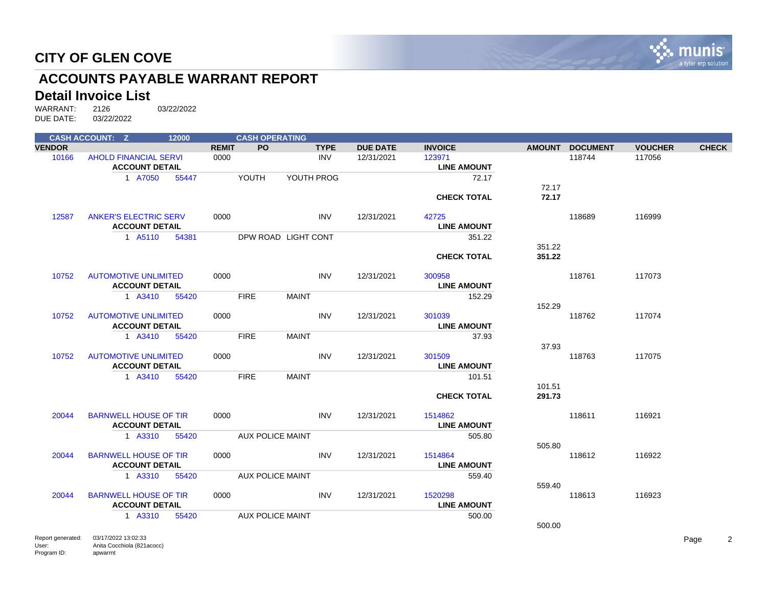# CITY OF GLEN COVE

## ACCOUNTS PAYABLE WARRANT REPORT

### Detail Invoice List

WARRANT: 2126 03/22/2022
DUE DATE: 03/22/2022

CASH ACCOUNT: Z 12000 CASH OPERATING

| VENDOR | | REMIT | PO | TYPE | DUE DATE | INVOICE | AMOUNT | DOCUMENT | VOUCHER | CHECK |
|---|---|---|---|---|---|---|---|---|---|---|
| 10166 | AHOLD FINANCIAL SERVI | 0000 | | INV | 12/31/2021 | 123971 | | 118744 | 117056 | |
| | **ACCOUNT DETAIL** | | | | | **LINE AMOUNT** | | | | |
| | 1 A7050 55447 | | YOUTH | YOUTH PROG | | 72.17 | | | | |
| | | | | | | | 72.17 | | | |
| | | | | | | **CHECK TOTAL** | **72.17** | | | |
| 12587 | ANKER'S ELECTRIC SERV | 0000 | | INV | 12/31/2021 | 42725 | | 118689 | 116999 | |
| | **ACCOUNT DETAIL** | | | | | **LINE AMOUNT** | | | | |
| | 1 A5110 54381 | | DPW ROAD | LIGHT CONT | | 351.22 | | | | |
| | | | | | | | 351.22 | | | |
| | | | | | | **CHECK TOTAL** | **351.22** | | | |
| 10752 | AUTOMOTIVE UNLIMITED | 0000 | | INV | 12/31/2021 | 300958 | | 118761 | 117073 | |
| | **ACCOUNT DETAIL** | | | | | **LINE AMOUNT** | | | | |
| | 1 A3410 55420 | | FIRE | MAINT | | 152.29 | | | | |
| | | | | | | | 152.29 | | | |
| 10752 | AUTOMOTIVE UNLIMITED | 0000 | | INV | 12/31/2021 | 301039 | | 118762 | 117074 | |
| | **ACCOUNT DETAIL** | | | | | **LINE AMOUNT** | | | | |
| | 1 A3410 55420 | | FIRE | MAINT | | 37.93 | | | | |
| | | | | | | | 37.93 | | | |
| 10752 | AUTOMOTIVE UNLIMITED | 0000 | | INV | 12/31/2021 | 301509 | | 118763 | 117075 | |
| | **ACCOUNT DETAIL** | | | | | **LINE AMOUNT** | | | | |
| | 1 A3410 55420 | | FIRE | MAINT | | 101.51 | | | | |
| | | | | | | | 101.51 | | | |
| | | | | | | **CHECK TOTAL** | **291.73** | | | |
| 20044 | BARNWELL HOUSE OF TIR | 0000 | | INV | 12/31/2021 | 1514862 | | 118611 | 116921 | |
| | **ACCOUNT DETAIL** | | | | | **LINE AMOUNT** | | | | |
| | 1 A3310 55420 | | AUX POLICE MAINT | | | 505.80 | | | | |
| | | | | | | | 505.80 | | | |
| 20044 | BARNWELL HOUSE OF TIR | 0000 | | INV | 12/31/2021 | 1514864 | | 118612 | 116922 | |
| | **ACCOUNT DETAIL** | | | | | **LINE AMOUNT** | | | | |
| | 1 A3310 55420 | | AUX POLICE MAINT | | | 559.40 | | | | |
| | | | | | | | 559.40 | | | |
| 20044 | BARNWELL HOUSE OF TIR | 0000 | | INV | 12/31/2021 | 1520298 | | 118613 | 116923 | |
| | **ACCOUNT DETAIL** | | | | | **LINE AMOUNT** | | | | |
| | 1 A3310 55420 | | AUX POLICE MAINT | | | 500.00 | | | | |
| | | | | | | | 500.00 | | | |

Report generated: 03/17/2022 13:02:33
User: Anita Cocchiola (821acocc)
Program ID: apwarrnt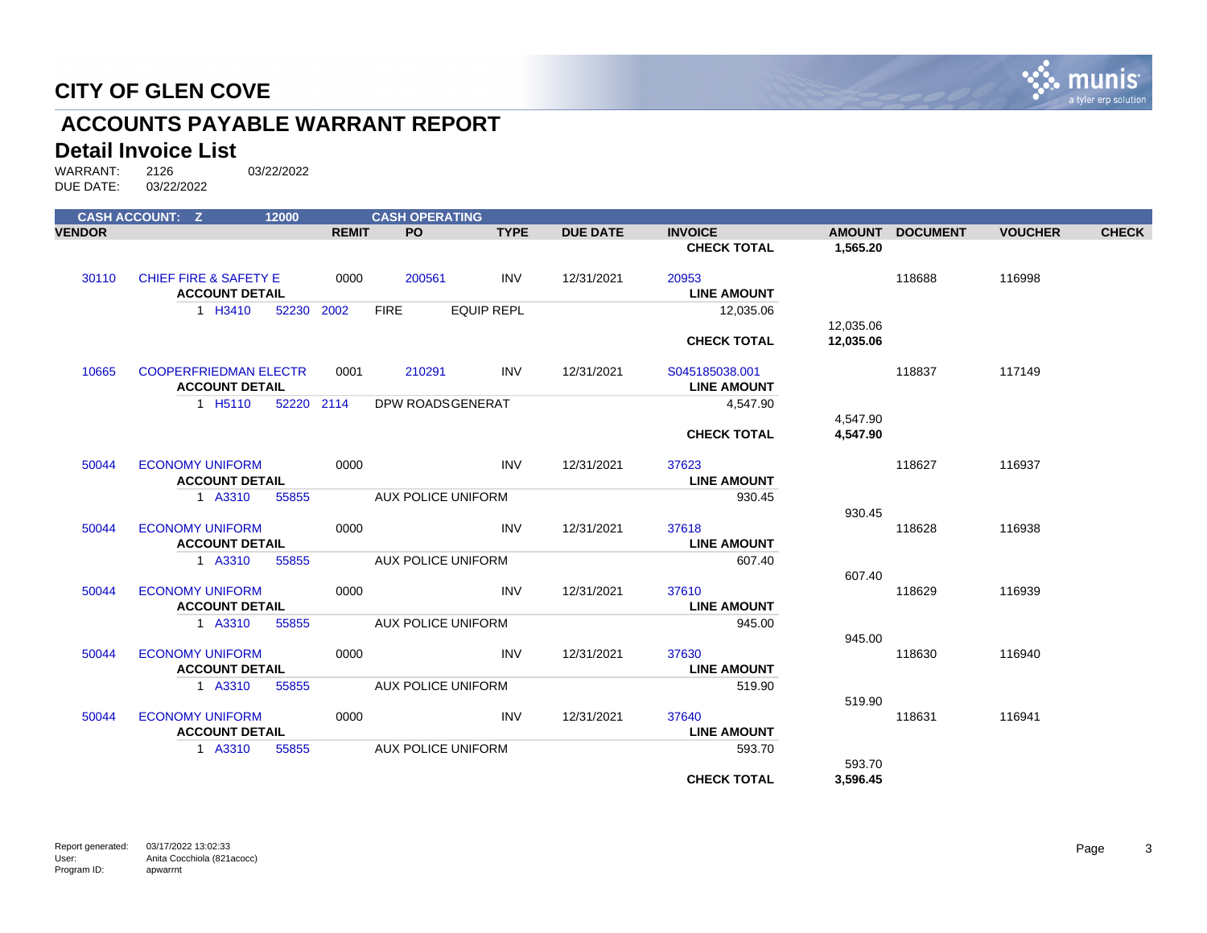# CITY OF GLEN COVE

## ACCOUNTS PAYABLE WARRANT REPORT

## Detail Invoice List

WARRANT: 2126 03/22/2022
DUE DATE: 03/22/2022

| CASH ACCOUNT: Z | | 12000 | | CASH OPERATING | | | | | | | |
|---|---|---|---|---|---|---|---|---|---|---|---|
| **VENDOR** | | | **REMIT** | **PO** | **TYPE** | **DUE DATE** | **INVOICE** | **AMOUNT** | **DOCUMENT** | **VOUCHER** | **CHECK** |
| | | | | | | | **CHECK TOTAL** | **1,565.20** | | | |
| 30110 | CHIEF FIRE & SAFETY E | | 0000 | 200561 | INV | 12/31/2021 | 20953 | | 118688 | 116998 | |
| | **ACCOUNT DETAIL** | | | | | | **LINE AMOUNT** | | | | |
| | 1 H3410 | 52230 2002 | | FIRE | EQUIP REPL | | 12,035.06 | | | | |
| | | | | | | | | 12,035.06 | | | |
| | | | | | | | **CHECK TOTAL** | **12,035.06** | | | |
| 10665 | COOPERFRIEDMAN ELECTR | | 0001 | 210291 | INV | 12/31/2021 | S045185038.001 | | 118837 | 117149 | |
| | **ACCOUNT DETAIL** | | | | | | **LINE AMOUNT** | | | | |
| | 1 H5110 | 52220 2114 | | DPW ROADS | GENERAT | | 4,547.90 | | | | |
| | | | | | | | | 4,547.90 | | | |
| | | | | | | | **CHECK TOTAL** | **4,547.90** | | | |
| 50044 | ECONOMY UNIFORM | | 0000 | | INV | 12/31/2021 | 37623 | | 118627 | 116937 | |
| | **ACCOUNT DETAIL** | | | | | | **LINE AMOUNT** | | | | |
| | 1 A3310 | 55855 | | AUX POLICE UNIFORM | | | 930.45 | | | | |
| | | | | | | | | 930.45 | | | |
| 50044 | ECONOMY UNIFORM | | 0000 | | INV | 12/31/2021 | 37618 | | 118628 | 116938 | |
| | **ACCOUNT DETAIL** | | | | | | **LINE AMOUNT** | | | | |
| | 1 A3310 | 55855 | | AUX POLICE UNIFORM | | | 607.40 | | | | |
| | | | | | | | | 607.40 | | | |
| 50044 | ECONOMY UNIFORM | | 0000 | | INV | 12/31/2021 | 37610 | | 118629 | 116939 | |
| | **ACCOUNT DETAIL** | | | | | | **LINE AMOUNT** | | | | |
| | 1 A3310 | 55855 | | AUX POLICE UNIFORM | | | 945.00 | | | | |
| | | | | | | | | 945.00 | | | |
| 50044 | ECONOMY UNIFORM | | 0000 | | INV | 12/31/2021 | 37630 | | 118630 | 116940 | |
| | **ACCOUNT DETAIL** | | | | | | **LINE AMOUNT** | | | | |
| | 1 A3310 | 55855 | | AUX POLICE UNIFORM | | | 519.90 | | | | |
| | | | | | | | | 519.90 | | | |
| 50044 | ECONOMY UNIFORM | | 0000 | | INV | 12/31/2021 | 37640 | | 118631 | 116941 | |
| | **ACCOUNT DETAIL** | | | | | | **LINE AMOUNT** | | | | |
| | 1 A3310 | 55855 | | AUX POLICE UNIFORM | | | 593.70 | | | | |
| | | | | | | | | 593.70 | | | |
| | | | | | | | **CHECK TOTAL** | **3,596.45** | | | |

Report generated: 03/17/2022 13:02:33
User: Anita Cocchiola (821acocc)
Program ID: apwarrnt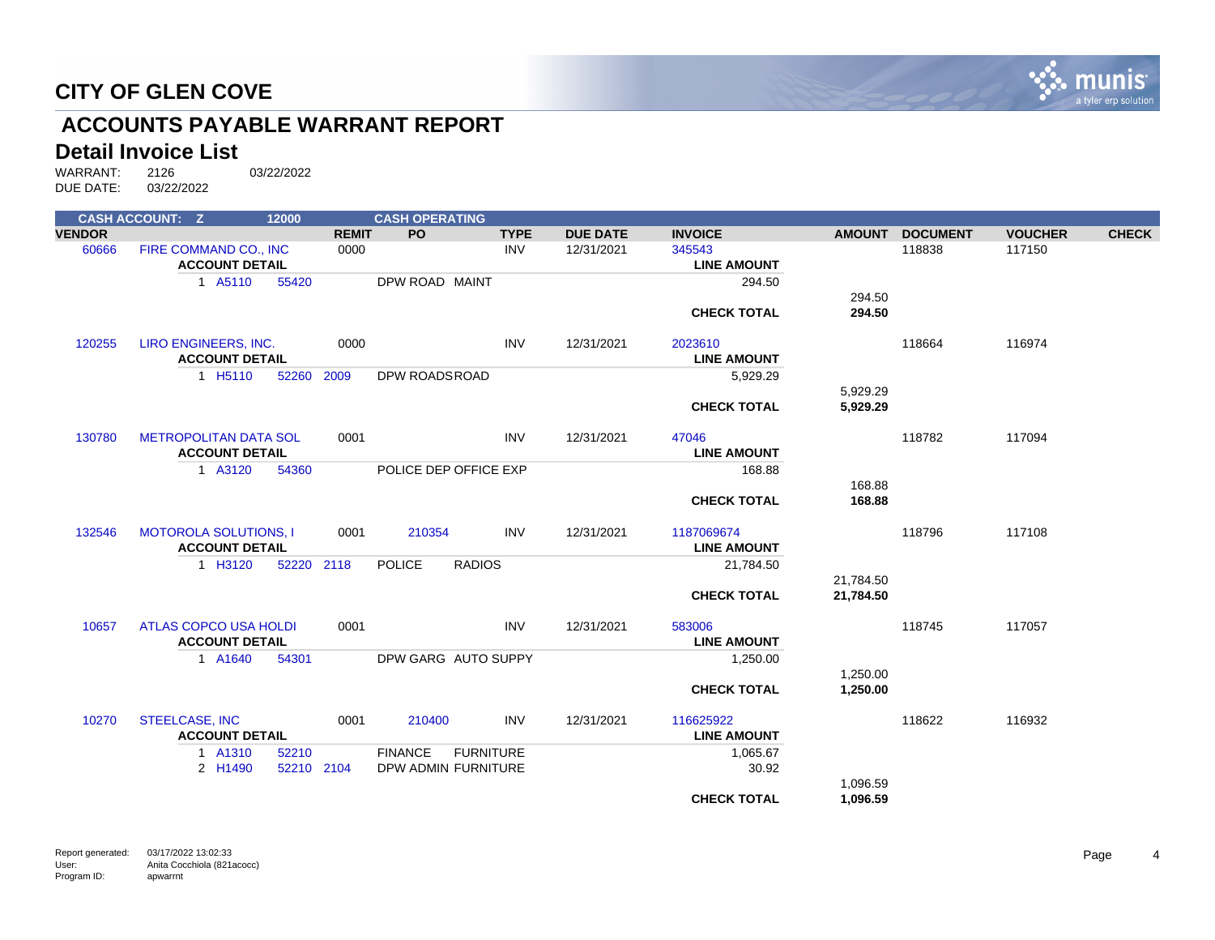# CITY OF GLEN COVE

## ACCOUNTS PAYABLE WARRANT REPORT

### Detail Invoice List

WARRANT: 2126 03/22/2022
DUE DATE: 03/22/2022

CASH ACCOUNT: Z 12000 CASH OPERATING

| VENDOR | | REMIT | PO | TYPE | DUE DATE | INVOICE | AMOUNT | DOCUMENT | VOUCHER | CHECK |
|---|---|---|---|---|---|---|---|---|---|---|
| 60666 | FIRE COMMAND CO., INC | 0000 | | INV | 12/31/2021 | 345543 | | 118838 | 117150 | |
| | **ACCOUNT DETAIL** | | | | | **LINE AMOUNT** | | | | |
| | 1 A5110 55420 | | DPW ROAD MAINT | | | 294.50 | | | | |
| | | | | | | | 294.50 | | | |
| | | | | | | **CHECK TOTAL** | **294.50** | | | |
| 120255 | LIRO ENGINEERS, INC. | 0000 | | INV | 12/31/2021 | 2023610 | | 118664 | 116974 | |
| | **ACCOUNT DETAIL** | | | | | **LINE AMOUNT** | | | | |
| | 1 H5110 52260 2009 | | DPW ROADS ROAD | | | 5,929.29 | | | | |
| | | | | | | | 5,929.29 | | | |
| | | | | | | **CHECK TOTAL** | **5,929.29** | | | |
| 130780 | METROPOLITAN DATA SOL | 0001 | | INV | 12/31/2021 | 47046 | | 118782 | 117094 | |
| | **ACCOUNT DETAIL** | | | | | **LINE AMOUNT** | | | | |
| | 1 A3120 54360 | | POLICE DEP OFFICE EXP | | | 168.88 | | | | |
| | | | | | | | 168.88 | | | |
| | | | | | | **CHECK TOTAL** | **168.88** | | | |
| 132546 | MOTOROLA SOLUTIONS, I | 0001 | 210354 | INV | 12/31/2021 | 1187069674 | | 118796 | 117108 | |
| | **ACCOUNT DETAIL** | | | | | **LINE AMOUNT** | | | | |
| | 1 H3120 52220 2118 | | POLICE RADIOS | | | 21,784.50 | | | | |
| | | | | | | | 21,784.50 | | | |
| | | | | | | **CHECK TOTAL** | **21,784.50** | | | |
| 10657 | ATLAS COPCO USA HOLDI | 0001 | | INV | 12/31/2021 | 583006 | | 118745 | 117057 | |
| | **ACCOUNT DETAIL** | | | | | **LINE AMOUNT** | | | | |
| | 1 A1640 54301 | | DPW GARG AUTO SUPPY | | | 1,250.00 | | | | |
| | | | | | | | 1,250.00 | | | |
| | | | | | | **CHECK TOTAL** | **1,250.00** | | | |
| 10270 | STEELCASE, INC | 0001 | 210400 | INV | 12/31/2021 | 116625922 | | 118622 | 116932 | |
| | **ACCOUNT DETAIL** | | | | | **LINE AMOUNT** | | | | |
| | 1 A1310 52210 | | FINANCE FURNITURE | | | 1,065.67 | | | | |
| | 2 H1490 52210 2104 | | DPW ADMIN FURNITURE | | | 30.92 | | | | |
| | | | | | | | 1,096.59 | | | |
| | | | | | | **CHECK TOTAL** | **1,096.59** | | | |

Report generated: 03/17/2022 13:02:33
User: Anita Cocchiola (821acocc)
Program ID: apwarrnt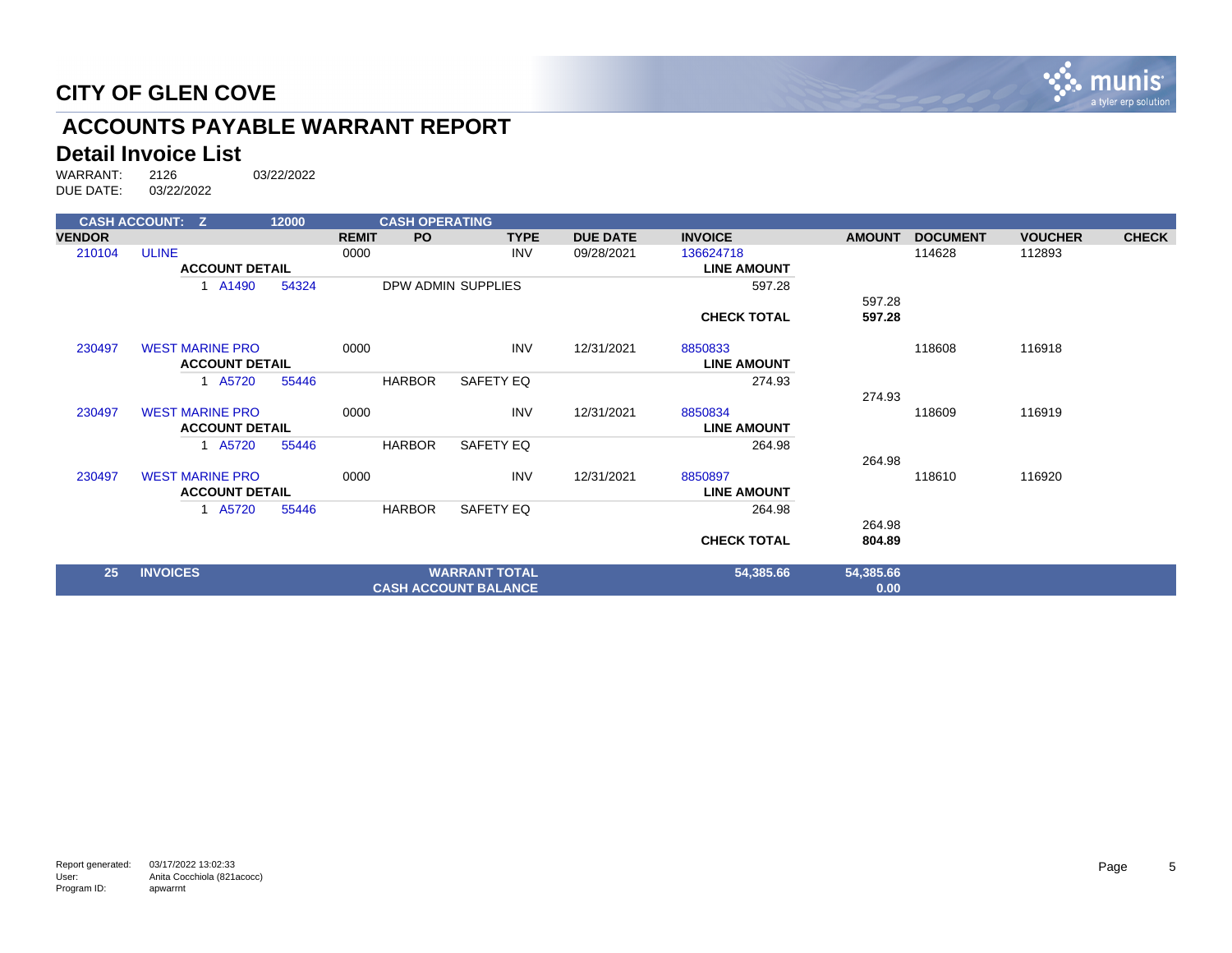# CITY OF GLEN COVE

## ACCOUNTS PAYABLE WARRANT REPORT

### Detail Invoice List

WARRANT: 2126 03/22/2022
DUE DATE: 03/22/2022

| CASH ACCOUNT: Z | | 12000 | | CASH OPERATING | | | | | | | | |
|---|---|---|---|---|---|---|---|---|---|---|---|---|
| **VENDOR** | | | **REMIT** | **PO** | **TYPE** | **DUE DATE** | **INVOICE** | | **AMOUNT** | **DOCUMENT** | **VOUCHER** | **CHECK** |
| 210104 | ULINE | | 0000 | | INV | 09/28/2021 | 136624718 | | | 114628 | 112893 | |
| | **ACCOUNT DETAIL** | | | | | | **LINE AMOUNT** | | | | | |
| | 1 A1490 | 54324 | | DPW ADMIN SUPPLIES | | | 597.28 | | | | | |
| | | | | | | | | | 597.28 | | | |
| | | | | | | | **CHECK TOTAL** | | **597.28** | | | |
| 230497 | WEST MARINE PRO | | 0000 | | INV | 12/31/2021 | 8850833 | | | 118608 | 116918 | |
| | **ACCOUNT DETAIL** | | | | | | **LINE AMOUNT** | | | | | |
| | 1 A5720 | 55446 | | HARBOR | SAFETY EQ | | 274.93 | | | | | |
| | | | | | | | | | 274.93 | | | |
| 230497 | WEST MARINE PRO | | 0000 | | INV | 12/31/2021 | 8850834 | | | 118609 | 116919 | |
| | **ACCOUNT DETAIL** | | | | | | **LINE AMOUNT** | | | | | |
| | 1 A5720 | 55446 | | HARBOR | SAFETY EQ | | 264.98 | | | | | |
| | | | | | | | | | 264.98 | | | |
| 230497 | WEST MARINE PRO | | 0000 | | INV | 12/31/2021 | 8850897 | | | 118610 | 116920 | |
| | **ACCOUNT DETAIL** | | | | | | **LINE AMOUNT** | | | | | |
| | 1 A5720 | 55446 | | HARBOR | SAFETY EQ | | 264.98 | | | | | |
| | | | | | | | | | 264.98 | | | |
| | | | | | | | **CHECK TOTAL** | | **804.89** | | | |
| **25** | **INVOICES** | | | **WARRANT TOTAL** | | | **54,385.66** | | **54,385.66** | | | |
| | | | | **CASH ACCOUNT BALANCE** | | | | | **0.00** | | | |

Report generated: 03/17/2022 13:02:33
User: Anita Cocchiola (821acocc)
Program ID: apwarrnt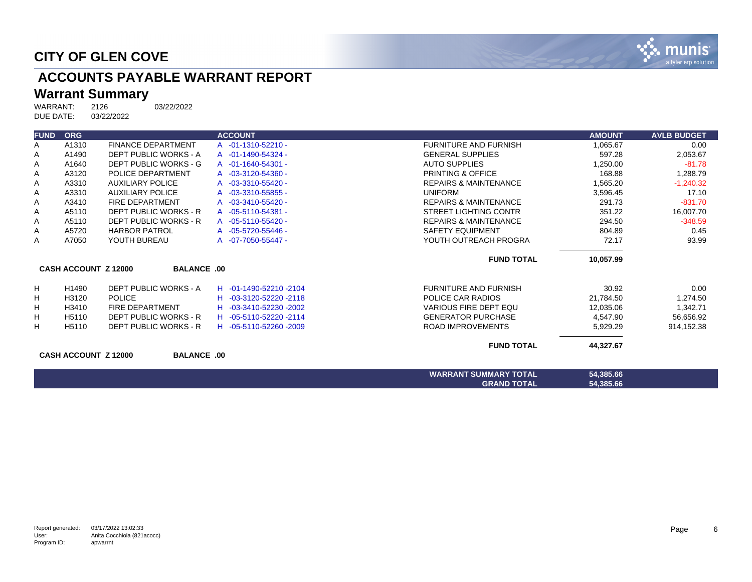# CITY OF GLEN COVE

## ACCOUNTS PAYABLE WARRANT REPORT

### Warrant Summary

WARRANT: 2126 03/22/2022
DUE DATE: 03/22/2022

| FUND | ORG | | ACCOUNT | | AMOUNT | AVLB BUDGET |
|---|---|---|---|---|---|---|
| A | A1310 | FINANCE DEPARTMENT | A -01-1310-52210 - | FURNITURE AND FURNISH | 1,065.67 | 0.00 |
| A | A1490 | DEPT PUBLIC WORKS - A | A -01-1490-54324 - | GENERAL SUPPLIES | 597.28 | 2,053.67 |
| A | A1640 | DEPT PUBLIC WORKS - G | A -01-1640-54301 - | AUTO SUPPLIES | 1,250.00 | -81.78 |
| A | A3120 | POLICE DEPARTMENT | A -03-3120-54360 - | PRINTING & OFFICE | 168.88 | 1,288.79 |
| A | A3310 | AUXILIARY POLICE | A -03-3310-55420 - | REPAIRS & MAINTENANCE | 1,565.20 | -1,240.32 |
| A | A3310 | AUXILIARY POLICE | A -03-3310-55855 - | UNIFORM | 3,596.45 | 17.10 |
| A | A3410 | FIRE DEPARTMENT | A -03-3410-55420 - | REPAIRS & MAINTENANCE | 291.73 | -831.70 |
| A | A5110 | DEPT PUBLIC WORKS - R | A -05-5110-54381 - | STREET LIGHTING CONTR | 351.22 | 16,007.70 |
| A | A5110 | DEPT PUBLIC WORKS - R | A -05-5110-55420 - | REPAIRS & MAINTENANCE | 294.50 | -348.59 |
| A | A5720 | HARBOR PATROL | A -05-5720-55446 - | SAFETY EQUIPMENT | 804.89 | 0.45 |
| A | A7050 | YOUTH BUREAU | A -07-7050-55447 - | YOUTH OUTREACH PROGRA | 72.17 | 93.99 |
| | | | | **FUND TOTAL** | **10,057.99** | |
| **CASH ACCOUNT Z 12000** | | **BALANCE .00** | | | | |
| H | H1490 | DEPT PUBLIC WORKS - A | H -01-1490-52210 -2104 | FURNITURE AND FURNISH | 30.92 | 0.00 |
| H | H3120 | POLICE | H -03-3120-52220 -2118 | POLICE CAR RADIOS | 21,784.50 | 1,274.50 |
| H | H3410 | FIRE DEPARTMENT | H -03-3410-52230 -2002 | VARIOUS FIRE DEPT EQU | 12,035.06 | 1,342.71 |
| H | H5110 | DEPT PUBLIC WORKS - R | H -05-5110-52220 -2114 | GENERATOR PURCHASE | 4,547.90 | 56,656.92 |
| H | H5110 | DEPT PUBLIC WORKS - R | H -05-5110-52260 -2009 | ROAD IMPROVEMENTS | 5,929.29 | 914,152.38 |
| | | | | **FUND TOTAL** | **44,327.67** | |
| **CASH ACCOUNT Z 12000** | | **BALANCE .00** | | | | |
| | | | | **WARRANT SUMMARY TOTAL** | **54,385.66** | |
| | | | | **GRAND TOTAL** | **54,385.66** | |

Report generated: 03/17/2022 13:02:33
User: Anita Cocchiola (821acocc)
Program ID: apwarrnt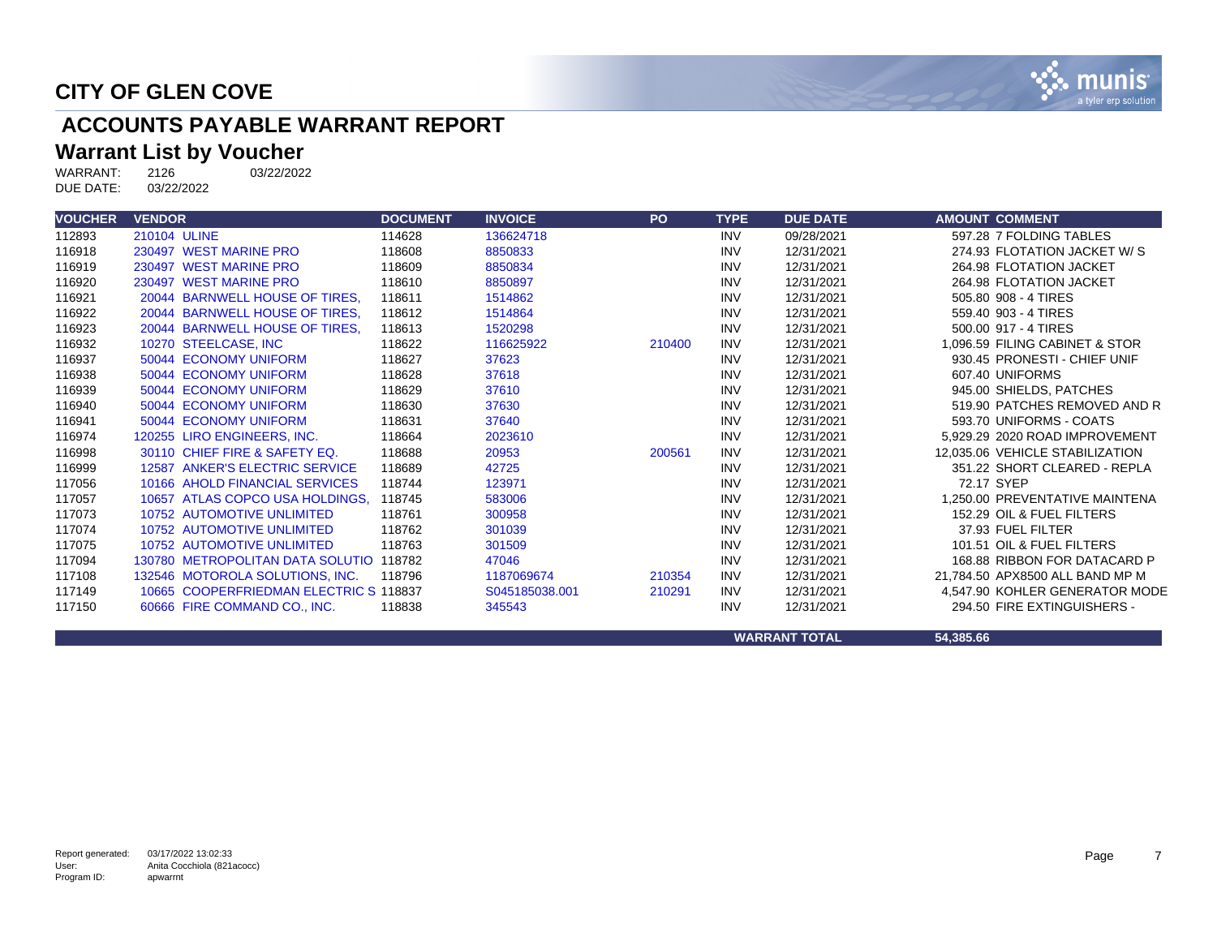# CITY OF GLEN COVE

## ACCOUNTS PAYABLE WARRANT REPORT

### Warrant List by Voucher

WARRANT: 2126 03/22/2022
DUE DATE: 03/22/2022

| VOUCHER | VENDOR | DOCUMENT | INVOICE | PO | TYPE | DUE DATE | AMOUNT | COMMENT |
|---|---|---|---|---|---|---|---|---|
| 112893 | 210104 ULINE | 114628 | 136624718 | | INV | 09/28/2021 | 597.28 | 7 FOLDING TABLES |
| 116918 | 230497 WEST MARINE PRO | 118608 | 8850833 | | INV | 12/31/2021 | 274.93 | FLOTATION JACKET W/ S |
| 116919 | 230497 WEST MARINE PRO | 118609 | 8850834 | | INV | 12/31/2021 | 264.98 | FLOTATION JACKET |
| 116920 | 230497 WEST MARINE PRO | 118610 | 8850897 | | INV | 12/31/2021 | 264.98 | FLOTATION JACKET |
| 116921 | 20044 BARNWELL HOUSE OF TIRES, | 118611 | 1514862 | | INV | 12/31/2021 | 505.80 | 908 - 4 TIRES |
| 116922 | 20044 BARNWELL HOUSE OF TIRES, | 118612 | 1514864 | | INV | 12/31/2021 | 559.40 | 903 - 4 TIRES |
| 116923 | 20044 BARNWELL HOUSE OF TIRES, | 118613 | 1520298 | | INV | 12/31/2021 | 500.00 | 917 - 4 TIRES |
| 116932 | 10270 STEELCASE, INC | 118622 | 116625922 | 210400 | INV | 12/31/2021 | 1,096.59 | FILING CABINET & STOR |
| 116937 | 50044 ECONOMY UNIFORM | 118627 | 37623 | | INV | 12/31/2021 | 930.45 | PRONESTI - CHIEF UNIF |
| 116938 | 50044 ECONOMY UNIFORM | 118628 | 37618 | | INV | 12/31/2021 | 607.40 | UNIFORMS |
| 116939 | 50044 ECONOMY UNIFORM | 118629 | 37610 | | INV | 12/31/2021 | 945.00 | SHIELDS, PATCHES |
| 116940 | 50044 ECONOMY UNIFORM | 118630 | 37630 | | INV | 12/31/2021 | 519.90 | PATCHES REMOVED AND R |
| 116941 | 50044 ECONOMY UNIFORM | 118631 | 37640 | | INV | 12/31/2021 | 593.70 | UNIFORMS - COATS |
| 116974 | 120255 LIRO ENGINEERS, INC. | 118664 | 2023610 | | INV | 12/31/2021 | 5,929.29 | 2020 ROAD IMPROVEMENT |
| 116998 | 30110 CHIEF FIRE & SAFETY EQ. | 118688 | 20953 | 200561 | INV | 12/31/2021 | 12,035.06 | VEHICLE STABILIZATION |
| 116999 | 12587 ANKER'S ELECTRIC SERVICE | 118689 | 42725 | | INV | 12/31/2021 | 351.22 | SHORT CLEARED - REPLA |
| 117056 | 10166 AHOLD FINANCIAL SERVICES | 118744 | 123971 | | INV | 12/31/2021 | 72.17 | SYEP |
| 117057 | 10657 ATLAS COPCO USA HOLDINGS, | 118745 | 583006 | | INV | 12/31/2021 | 1,250.00 | PREVENTATIVE MAINTENA |
| 117073 | 10752 AUTOMOTIVE UNLIMITED | 118761 | 300958 | | INV | 12/31/2021 | 152.29 | OIL & FUEL FILTERS |
| 117074 | 10752 AUTOMOTIVE UNLIMITED | 118762 | 301039 | | INV | 12/31/2021 | 37.93 | FUEL FILTER |
| 117075 | 10752 AUTOMOTIVE UNLIMITED | 118763 | 301509 | | INV | 12/31/2021 | 101.51 | OIL & FUEL FILTERS |
| 117094 | 130780 METROPOLITAN DATA SOLUTIO | 118782 | 47046 | | INV | 12/31/2021 | 168.88 | RIBBON FOR DATACARD P |
| 117108 | 132546 MOTOROLA SOLUTIONS, INC. | 118796 | 1187069674 | 210354 | INV | 12/31/2021 | 21,784.50 | APX8500 ALL BAND MP M |
| 117149 | 10665 COOPERFRIEDMAN ELECTRIC S | 118837 | S045185038.001 | 210291 | INV | 12/31/2021 | 4,547.90 | KOHLER GENERATOR MODE |
| 117150 | 60666 FIRE COMMAND CO., INC. | 118838 | 345543 | | INV | 12/31/2021 | 294.50 | FIRE EXTINGUISHERS - |
| | | | | | | **WARRANT TOTAL** | **54,385.66** | |

Report generated: 03/17/2022 13:02:33
User: Anita Cocchiola (821acocc)
Program ID: apwarrnt